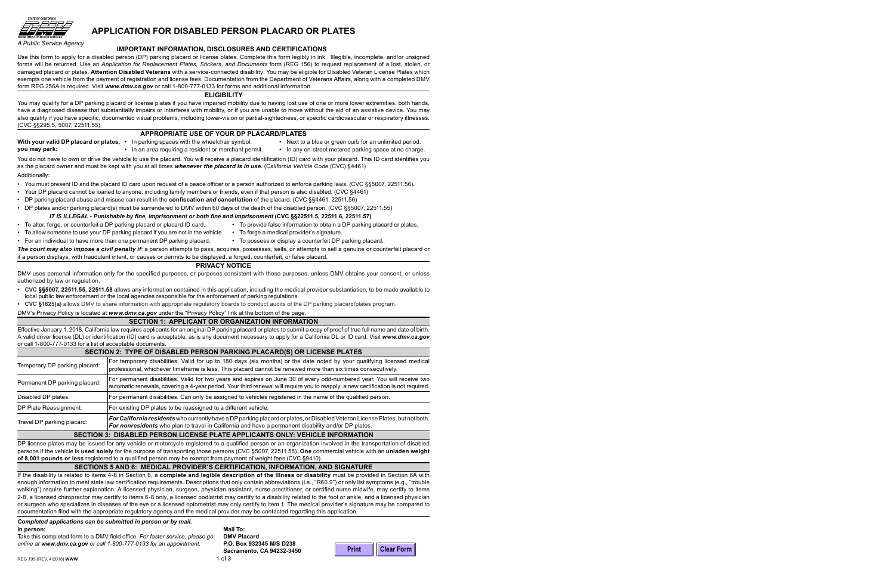STATE OF CALIFORNIA

DEPARTMENT OF MOTOR VEHICLES

*A Public Service Agency*

# APPLICATION FOR DISABLED PERSON PLACARD OR PLATES

## IMPORTANT INFORMATION, DISCLOSURES AND CERTIFICATIONS

Use this form to apply for a disabled person (DP) parking placard or license plates. Complete this form legibly in ink. Illegible, incomplete, and/or unsigned forms will be returned. Use an *Application for Replacement Plates, Stickers, and Documents* form (REG 156) to request replacement of a lost, stolen, or damaged placard or plates. **Attention Disabled Veterans** with a service-connected disability: You may be eligible for Disabled Veteran License Plates which exempts one vehicle from the payment of registration and license fees. Documentation from the Department of Veterans Affairs, along with a completed DMV form REG 256A is required. Visit ***www.dmv.ca.gov*** or call 1-800-777-0133 for forms and additional information.

## ELIGIBILITY

You may qualify for a DP parking placard or license plates if you have impaired mobility due to having lost use of one or more lower extremities, both hands, have a diagnosed disease that substantially impairs or interferes with mobility, or if you are unable to move without the aid of an assistive device. You may also qualify if you have specific, documented visual problems, including lower-vision or partial-sightedness, or specific cardiovascular or respiratory illnesses. (CVC §§295.5, 5007, 22511.55)

## APPROPRIATE USE OF YOUR DP PLACARD/PLATES

**With your valid DP placard or plates, you may park:**

- In parking spaces with the wheelchair symbol.
- In an area requiring a resident or merchant permit.
- Next to a blue or green curb for an unlimited period.
- In any on-street metered parking space at no charge.

You do not have to own or drive the vehicle to use the placard. You will receive a placard identification (ID) card with your placard. This ID card identifies you as the placard owner and must be kept with you at all times ***whenever the placard is in use.*** (*California Vehicle Code* (CVC) §4461)

Additionally:

- You must present ID and the placard ID card upon request of a peace officer or a person authorized to enforce parking laws. (CVC §§5007, 22511.56).
- Your DP placard cannot be loaned to anyone, including family members or friends, even if that person is also disabled. (CVC §4461)
- DP parking placard abuse and misuse can result in the **confiscation *and* cancellation** of the placard. (CVC §§4461, 22511.56)
- DP plates and/or parking placard(s) must be surrendered to DMV within 60 days of the death of the disabled person. (CVC §§5007, 22511.55)

***IT IS ILLEGAL - Punishable by fine, imprisonment or both fine and imprisonment*** **(CVC §§22511.5, 22511.6, 22511.57)**

- To alter, forge, or counterfeit a DP parking placard or placard ID card.
- To allow someone to use your DP parking placard if you are not in the vehicle.
- For an individual to have more than one permanent DP parking placard.
- To provide false information to obtain a DP parking placard or plates.
- To forge a medical provider's signature.
- To possess or display a counterfeit DP parking placard.

***The court may also impose a civil penalty if***: a person attempts to pass, acquires, possesses, sells, or attempts to sell a genuine or counterfeit placard or if a person displays, with fraudulent intent, or causes or permits to be displayed, a forged, counterfeit, or false placard.

## PRIVACY NOTICE

DMV uses personal information only for the specified purposes, or purposes consistent with those purposes, unless DMV obtains your consent, or unless authorized by law or regulation.

- **CVC §§5007, 22511.55, 22511.58** allows any information contained in this application, including the medical provider substantiation, to be made available to local public law enforcement or the local agencies responsible for the enforcement of parking regulations.
- **CVC §1825(a)** allows DMV to share information with appropriate regulatory boards to conduct audits of the DP parking placard/plates program.

DMV's Privacy Policy is located at ***www.dmv.ca.gov*** under the "Privacy Policy" link at the bottom of the page.

## SECTION 1: APPLICANT OR ORGANIZATION INFORMATION

Effective January 1, 2018, California law requires applicants for an original DP parking placard or plates to submit a copy of proof of true full name and date of birth. A valid driver license (DL) or identification (ID) card is acceptable, as is any document necessary to apply for a California DL or ID card. Visit ***www.dmv.ca.gov*** or call 1-800-777-0133 for a list of acceptable documents.

## SECTION 2: TYPE OF DISABLED PERSON PARKING PLACARD(S) OR LICENSE PLATES

| | |
|---|---|
| Temporary DP parking placard: | For temporary disabilities. Valid for up to 180 days (six months) or the date noted by your qualifying licensed medical professional, whichever timeframe is less. This placard cannot be renewed more than six times consecutively. |
| Permanent DP parking placard: | For permanent disabilities. Valid for two years and expires on June 30 of every odd-numbered year. You will receive two automatic renewals, covering a 4-year period. Your third renewal will require you to reapply; a new certification is not required. |
| Disabled DP plates: | For permanent disabilities. Can only be assigned to vehicles registered in the name of the qualified person. |
| DP Plate Reassignment: | For existing DP plates to be reassigned to a different vehicle. |
| Travel DP parking placard: | ***For California residents*** who currently have a DP parking placard or plates, or Disabled Veteran License Plates, but not both. ***For nonresidents*** who plan to travel in California and have a permanent disability and/or DP plates. |

## SECTION 3: DISABLED PERSON LICENSE PLATE APPLICANTS ONLY: VEHICLE INFORMATION

DP license plates may be issued for any vehicle or motorcycle registered to a qualified person or an organization involved in the transportation of disabled persons if the vehicle is **used solely** for the purpose of transporting those persons (CVC §5007, 22511.55). **One** commercial vehicle with an **unladen weight of 8,001 pounds or less** registered to a qualified person may be exempt from payment of weight fees (CVC §9410).

## SECTIONS 5 AND 6: MEDICAL PROVIDER'S CERTIFICATION, INFORMATION, AND SIGNATURE

If the disability is related to items 4-8 in Section 6, a **complete and legible description of the Illness or disability** must be provided in Section 6A with enough information to meet state law certification requirements. Descriptions that only contain abbreviations (i.e., "R60.9") or only list symptoms (e.g., "trouble walking") require further explanation. A licensed physician, surgeon, physician assistant, nurse practitioner, or certified nurse midwife, may certify to items 2-8, a licensed chiropractor may certify to items 6-8 only, a licensed podiatrist may certify to a disability related to the foot or ankle, and a licensed physician or surgeon who specializes in diseases of the eye or a licensed optometrist may only certify to item 1. The medical provider's signature may be compared to documentation filed with the appropriate regulatory agency and the medical provider may be contacted regarding this application.

***Completed applications can be submitted in person or by mail.***

**In person:**

Take this completed form to a DMV field office. *For faster service, please go online at **www.dmv.ca.gov** or call 1-800-777-0133 for an appointment.*

**Mail To:**
**DMV Placard**
**P.O. Box 932345 M/S D238**
**Sacramento, CA 94232-3450**

Print | Clear Form

REG 195 (REV. 4/2018) **WWW**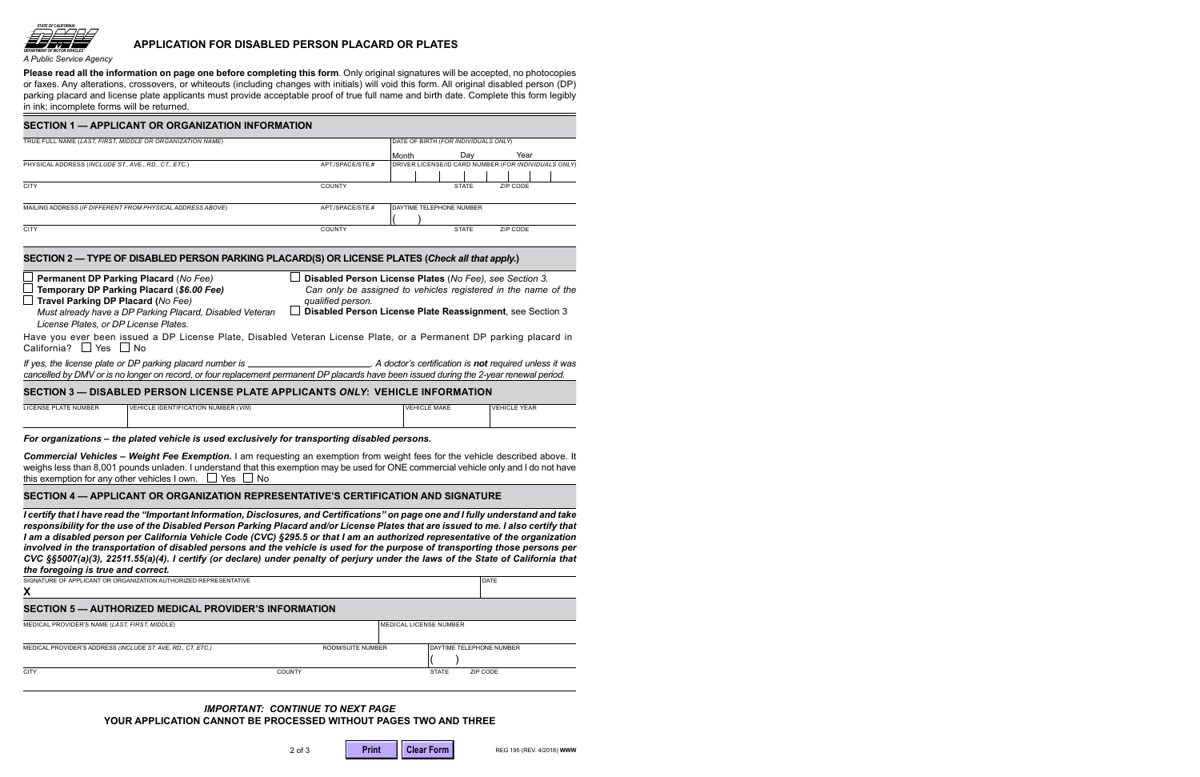STATE OF CALIFORNIA
DEPARTMENT OF MOTOR VEHICLES
*A Public Service Agency*

# APPLICATION FOR DISABLED PERSON PLACARD OR PLATES

**Please read all the information on page one before completing this form**. Only original signatures will be accepted, no photocopies or faxes. Any alterations, crossovers, or whiteouts (including changes with initials) will void this form. All original disabled person (DP) parking placard and license plate applicants must provide acceptable proof of true full name and birth date. Complete this form legibly in ink; incomplete forms will be returned.

## SECTION 1 — APPLICANT OR ORGANIZATION INFORMATION

| TRUE FULL NAME (*LAST, FIRST, MIDDLE OR ORGANIZATION NAME*) | | DATE OF BIRTH (*FOR INDIVIDUALS ONLY*) Month Day Year | |
|---|---|---|---|
| PHYSICAL ADDRESS (*INCLUDE ST., AVE., RD., CT., ETC.*) | APT./SPACE/STE.# | DRIVER LICENSE/ID CARD NUMBER (*FOR INDIVIDUALS ONLY*) | |
| CITY | COUNTY | STATE | ZIP CODE |
| MAILING ADDRESS (*IF DIFFERENT FROM PHYSICAL ADDRESS ABOVE*) | APT./SPACE/STE.# | DAYTIME TELEPHONE NUMBER ( ) | |
| CITY | COUNTY | STATE | ZIP CODE |

## SECTION 2 — TYPE OF DISABLED PERSON PARKING PLACARD(S) OR LICENSE PLATES (*Check all that apply.*)

- ☐ **Permanent DP Parking Placard** (*No Fee*)
- ☐ **Temporary DP Parking Placard** (*$6.00 Fee*)
- ☐ **Travel Parking DP Placard** (*No Fee*)
  *Must already have a DP Parking Placard, Disabled Veteran License Plates, or DP License Plates.*
- ☐ **Disabled Person License Plates** (*No Fee*), *see Section 3.*
  *Can only be assigned to vehicles registered in the name of the qualified person.*
- ☐ **Disabled Person License Plate Reassignment**, see Section 3

Have you ever been issued a DP License Plate, Disabled Veteran License Plate, or a Permanent DP parking placard in California? ☐ Yes ☐ No

*If yes, the license plate or DP parking placard number is* \_\_\_\_\_\_\_\_\_\_\_\_\_\_\_\_\_\_\_\_\_\_\_\_. *A doctor's certification is* ***not*** *required unless it was cancelled by DMV or is no longer on record, or four replacement permanent DP placards have been issued during the 2-year renewal period.*

## SECTION 3 — DISABLED PERSON LICENSE PLATE APPLICANTS *ONLY*: VEHICLE INFORMATION

| LICENSE PLATE NUMBER | VEHICLE IDENTIFICATION NUMBER (*VIN*) | VEHICLE MAKE | VEHICLE YEAR |
|---|---|---|---|
| | | | |

***For organizations – the plated vehicle is used exclusively for transporting disabled persons.***

***Commercial Vehicles – Weight Fee Exemption.*** I am requesting an exemption from weight fees for the vehicle described above. It weighs less than 8,001 pounds unladen. I understand that this exemption may be used for ONE commercial vehicle only and I do not have this exemption for any other vehicles I own. ☐ Yes ☐ No

## SECTION 4 — APPLICANT OR ORGANIZATION REPRESENTATIVE'S CERTIFICATION AND SIGNATURE

***I certify that I have read the "Important Information, Disclosures, and Certifications" on page one and I fully understand and take responsibility for the use of the Disabled Person Parking Placard and/or License Plates that are issued to me. I also certify that I am a disabled person per California Vehicle Code (CVC) §295.5 or that I am an authorized representative of the organization involved in the transportation of disabled persons and the vehicle is used for the purpose of transporting those persons per CVC §§5007(a)(3), 22511.55(a)(4). I certify (or declare) under penalty of perjury under the laws of the State of California that the foregoing is true and correct.***

| SIGNATURE OF APPLICANT OR ORGANIZATION AUTHORIZED REPRESENTATIVE | DATE |
|---|---|
| **X** | |

## SECTION 5 — AUTHORIZED MEDICAL PROVIDER'S INFORMATION

| MEDICAL PROVIDER'S NAME (*LAST, FIRST, MIDDLE*) | | MEDICAL LICENSE NUMBER | |
|---|---|---|---|
| MEDICAL PROVIDER'S ADDRESS (*INCLUDE ST. AVE, RD., CT, ETC.*) | ROOM/SUITE NUMBER | DAYTIME TELEPHONE NUMBER ( ) | |
| CITY | COUNTY | STATE | ZIP CODE |

***IMPORTANT: CONTINUE TO NEXT PAGE***

**YOUR APPLICATION CANNOT BE PROCESSED WITHOUT PAGES TWO AND THREE**

REG 195 (REV. 4/2018) **WWW**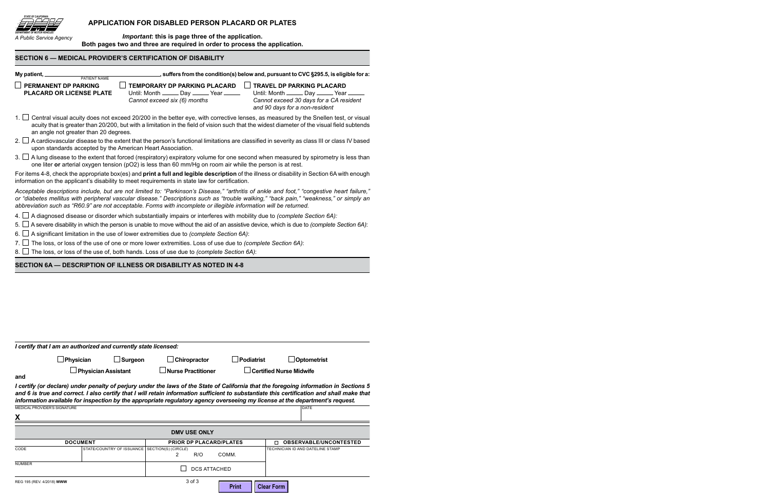STATE OF CALIFORNIA
DEPARTMENT OF MOTOR VEHICLES
A Public Service Agency

# APPLICATION FOR DISABLED PERSON PLACARD OR PLATES

***Important*: this is page three of the application.**
**Both pages two and three are required in order to process the application.**

## SECTION 6 — MEDICAL PROVIDER'S CERTIFICATION OF DISABILITY

**My patient, ______________________ (PATIENT NAME), suffers from the condition(s) below and, pursuant to CVC §295.5, is eligible for a:**

☐ **PERMANENT DP PARKING PLACARD OR LICENSE PLATE**

☐ **TEMPORARY DP PARKING PLACARD**
Until: Month _____ Day _____ Year _____
*Cannot exceed six (6) months*

☐ **TRAVEL DP PARKING PLACARD**
Until: Month _____ Day _____ Year _____
*Cannot exceed 30 days for a CA resident and 90 days for a non-resident*

1. ☐ Central visual acuity does not exceed 20/200 in the better eye, with corrective lenses, as measured by the Snellen test, or visual acuity that is greater than 20/200, but with a limitation in the field of vision such that the widest diameter of the visual field subtends an angle not greater than 20 degrees.
2. ☐ A cardiovascular disease to the extent that the person's functional limitations are classified in severity as class III or class IV based upon standards accepted by the American Heart Association.
3. ☐ A lung disease to the extent that forced (respiratory) expiratory volume for one second when measured by spirometry is less than one liter **or** arterial oxygen tension (pO2) is less than 60 mm/Hg on room air while the person is at rest.

For items 4-8, check the appropriate box(es) and **print a full and legible description** of the illness or disability in Section 6A with enough information on the applicant's disability to meet requirements in state law for certification.

*Acceptable descriptions include, but are not limited to: "Parkinson's Disease," "arthritis of ankle and foot," "congestive heart failure," or "diabetes mellitus with peripheral vascular disease." Descriptions such as "trouble walking," "back pain," "weakness," or simply an abbreviation such as "R60.9" are not acceptable. Forms with incomplete or illegible information will be returned.*

4. ☐ A diagnosed disease or disorder which substantially impairs or interferes with mobility due to *(complete Section 6A):*
5. ☐ A severe disability in which the person is unable to move without the aid of an assistive device, which is due to *(complete Section 6A)*:
6. ☐ A significant limitation in the use of lower extremities due to *(complete Section 6A)*:
7. ☐ The loss, or loss of the use of one or more lower extremities. Loss of use due to *(complete Section 6A)*:
8. ☐ The loss, or loss of the use of, both hands. Loss of use due to *(complete Section 6A)*:

## SECTION 6A — DESCRIPTION OF ILLNESS OR DISABILITY AS NOTED IN 4-8

***I certify that I am an authorized and currently state licensed:***

☐ **Physician** ☐ **Surgeon** ☐ **Chiropractor** ☐ **Podiatrist** ☐ **Optometrist**

☐ **Physician Assistant** ☐ **Nurse Practitioner** ☐ **Certified Nurse Midwife**

**and**

***I certify (or declare) under penalty of perjury under the laws of the State of California that the foregoing information in Sections 5 and 6 is true and correct. I also certify that I will retain information sufficient to substantiate this certification and shall make that information available for inspection by the appropriate regulatory agency overseeing my license at the department's request.***

| MEDICAL PROVIDER'S SIGNATURE | DATE |
| --- | --- |
| **X** | |

**DMV USE ONLY**

| DOCUMENT | | PRIOR DP PLACARD/PLATES | ☐ OBSERVABLE/UNCONTESTED |
| --- | --- | --- | --- |
| CODE | STATE/COUNTRY OF ISSUANCE | SECTION(S) (*CIRCLE*) 2 R/O COMM. | TECHNICIAN ID AND DATELINE STAMP |
| NUMBER | | ☐ DCS ATTACHED | |

REG 195 (REV. 4/2018) **WWW**